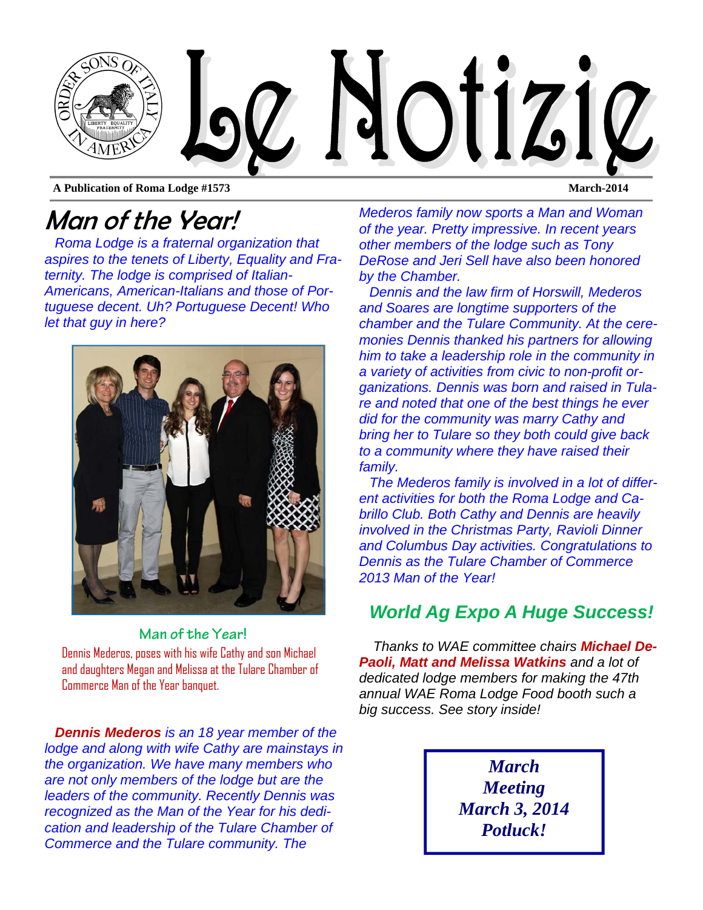# Le Notizie

**A Publication of Roma Lodge #1573** **March-2014**

## Man of the Year!

*Roma Lodge is a fraternal organization that aspires to the tenets of Liberty, Equality and Fraternity. The lodge is comprised of Italian-Americans, American-Italians and those of Portuguese decent. Uh? Portuguese Decent! Who let that guy in here?*

**Man of the Year!**

Dennis Mederos, poses with his wife Cathy and son Michael and daughters Megan and Melissa at the Tulare Chamber of Commerce Man of the Year banquet.

***Dennis Mederos*** *is an 18 year member of the lodge and along with wife Cathy are mainstays in the organization. We have many members who are not only members of the lodge but are the leaders of the community. Recently Dennis was recognized as the Man of the Year for his dedication and leadership of the Tulare Chamber of Commerce and the Tulare community. The Mederos family now sports a Man and Woman of the year. Pretty impressive. In recent years other members of the lodge such as Tony DeRose and Jeri Sell have also been honored by the Chamber.*

*Dennis and the law firm of Horswill, Mederos and Soares are longtime supporters of the chamber and the Tulare Community. At the ceremonies Dennis thanked his partners for allowing him to take a leadership role in the community in a variety of activities from civic to non-profit organizations. Dennis was born and raised in Tulare and noted that one of the best things he ever did for the community was marry Cathy and bring her to Tulare so they both could give back to a community where they have raised their family.*

*The Mederos family is involved in a lot of different activities for both the Roma Lodge and Cabrillo Club. Both Cathy and Dennis are heavily involved in the Christmas Party, Ravioli Dinner and Columbus Day activities. Congratulations to Dennis as the Tulare Chamber of Commerce 2013 Man of the Year!*

## World Ag Expo A Huge Success!

*Thanks to WAE committee chairs* ***Michael DePaoli, Matt and Melissa Watkins*** *and a lot of dedicated lodge members for making the 47th annual WAE Roma Lodge Food booth such a big success. See story inside!*

***March Meeting***
***March 3, 2014***
***Potluck!***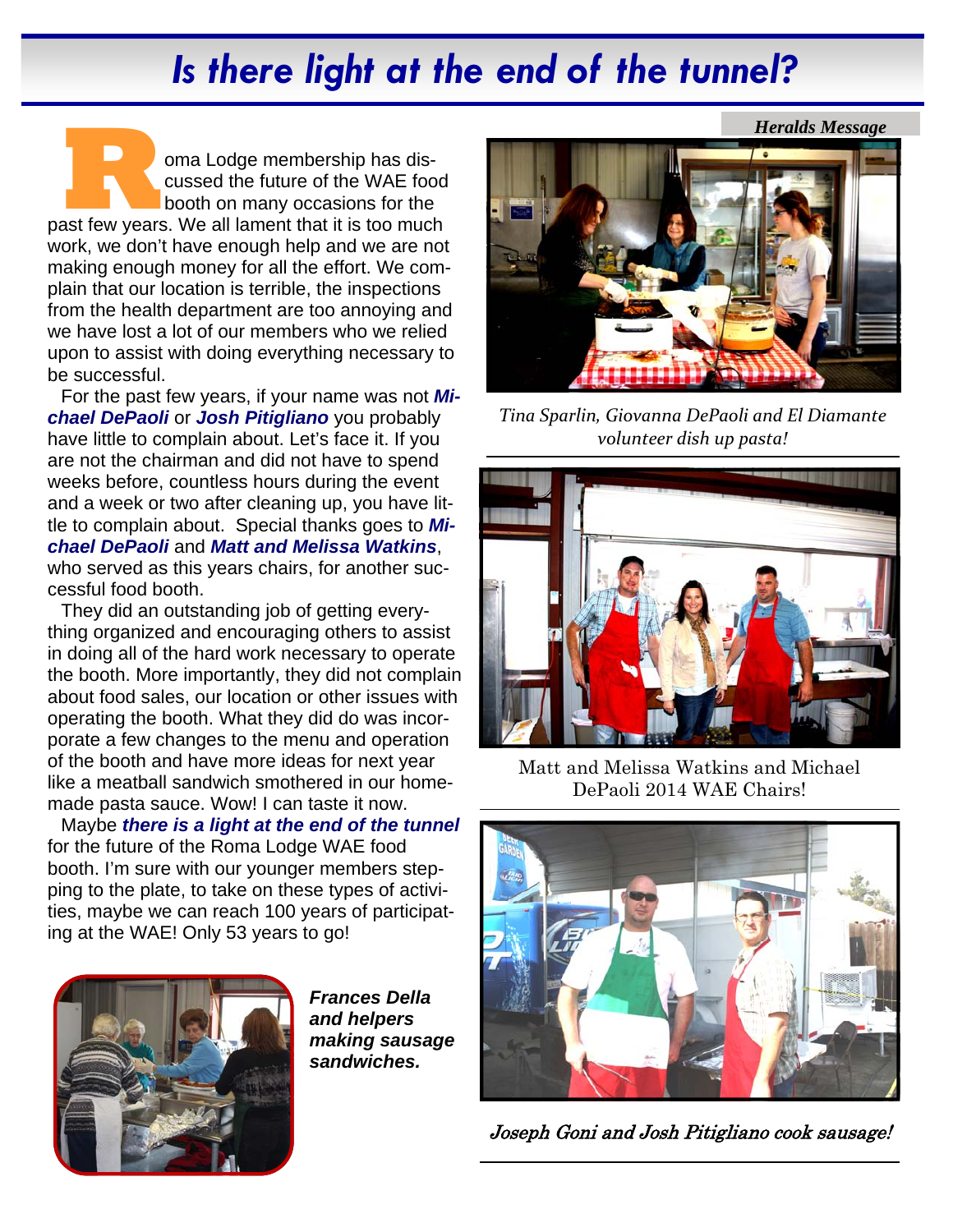# Is there light at the end of the tunnel?

*Heralds Message*

Roma Lodge membership has discussed the future of the WAE food booth on many occasions for the past few years. We all lament that it is too much work, we don't have enough help and we are not making enough money for all the effort. We complain that our location is terrible, the inspections from the health department are too annoying and we have lost a lot of our members who we relied upon to assist with doing everything necessary to be successful.

For the past few years, if your name was not ***Michael DePaoli*** or ***Josh Pitigliano*** you probably have little to complain about. Let's face it. If you are not the chairman and did not have to spend weeks before, countless hours during the event and a week or two after cleaning up, you have little to complain about. Special thanks goes to ***Michael DePaoli*** and ***Matt and Melissa Watkins***, who served as this years chairs, for another successful food booth.

They did an outstanding job of getting everything organized and encouraging others to assist in doing all of the hard work necessary to operate the booth. More importantly, they did not complain about food sales, our location or other issues with operating the booth. What they did do was incorporate a few changes to the menu and operation of the booth and have more ideas for next year like a meatball sandwich smothered in our homemade pasta sauce. Wow! I can taste it now.

Maybe ***there is a light at the end of the tunnel*** for the future of the Roma Lodge WAE food booth. I'm sure with our younger members stepping to the plate, to take on these types of activities, maybe we can reach 100 years of participating at the WAE! Only 53 years to go!

***Frances Della and helpers making sausage sandwiches.***

*Tina Sparlin, Giovanna DePaoli and El Diamante volunteer dish up pasta!*

Matt and Melissa Watkins and Michael DePaoli 2014 WAE Chairs!

*Joseph Goni and Josh Pitigliano cook sausage!*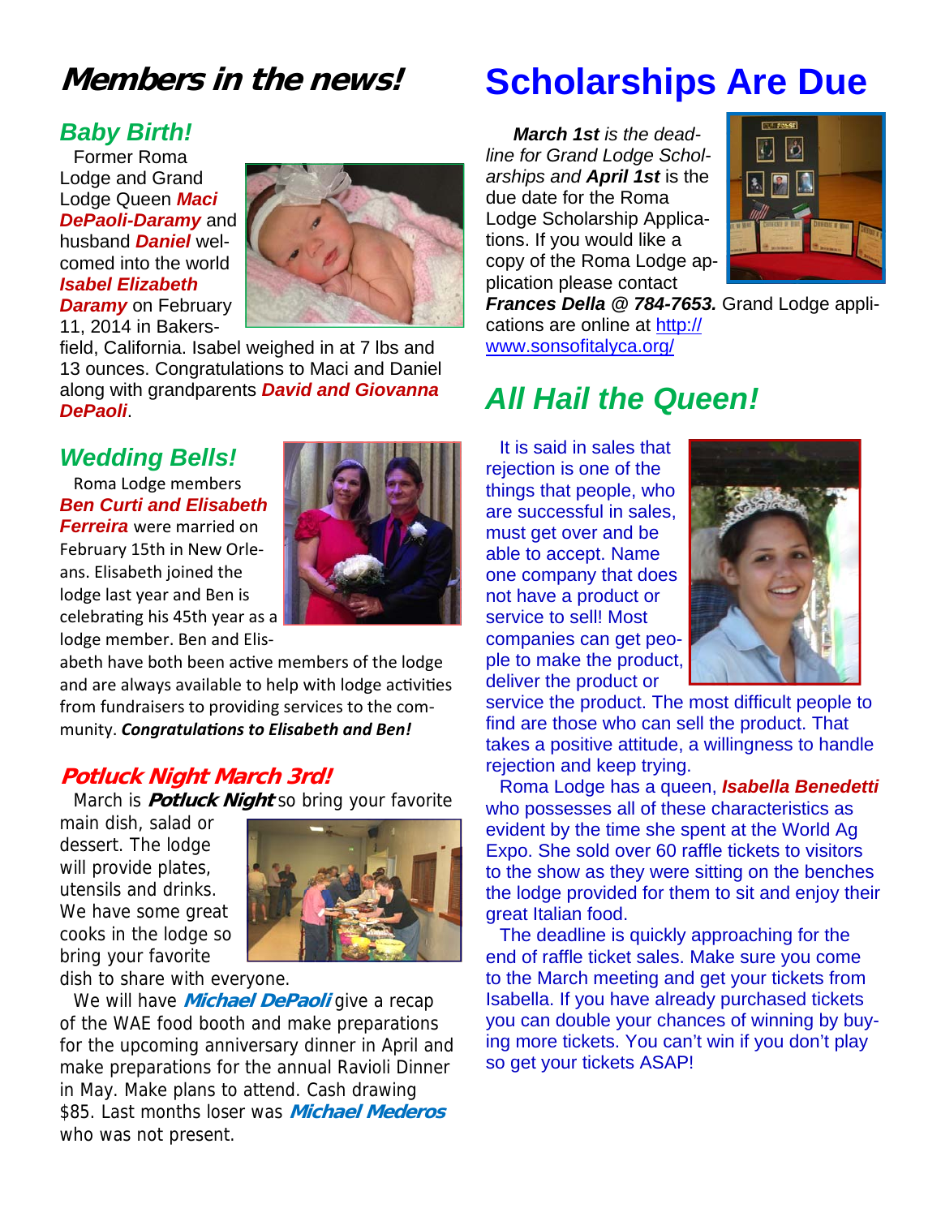# Members in the news!

## Baby Birth!

Former Roma Lodge and Grand Lodge Queen ***Maci DePaoli-Daramy*** and husband ***Daniel*** welcomed into the world ***Isabel Elizabeth Daramy*** on February 11, 2014 in Bakersfield, California. Isabel weighed in at 7 lbs and 13 ounces. Congratulations to Maci and Daniel along with grandparents ***David and Giovanna DePaoli***.

## Wedding Bells!

Roma Lodge members ***Ben Curti and Elisabeth Ferreira*** were married on February 15th in New Orleans. Elisabeth joined the lodge last year and Ben is celebrating his 45th year as a lodge member. Ben and Elisabeth have both been active members of the lodge and are always available to help with lodge activities from fundraisers to providing services to the community. ***Congratulations to Elisabeth and Ben!***

## Potluck Night March 3rd!

March is ***Potluck Night*** so bring your favorite main dish, salad or dessert. The lodge will provide plates, utensils and drinks. We have some great cooks in the lodge so bring your favorite dish to share with everyone.

We will have ***Michael DePaoli*** give a recap of the WAE food booth and make preparations for the upcoming anniversary dinner in April and make preparations for the annual Ravioli Dinner in May. Make plans to attend. Cash drawing $85. Last months loser was ***Michael Mederos*** who was not present.

# Scholarships Are Due

***March 1st*** *is the deadline for Grand Lodge Scholarships and* ***April 1st*** is the due date for the Roma Lodge Scholarship Applications. If you would like a copy of the Roma Lodge application please contact ***Frances Della @ 784-7653.*** Grand Lodge applications are online at http://www.sonsofitalyca.org/

## All Hail the Queen!

It is said in sales that rejection is one of the things that people, who are successful in sales, must get over and be able to accept. Name one company that does not have a product or service to sell! Most companies can get people to make the product, deliver the product or service the product. The most difficult people to find are those who can sell the product. That takes a positive attitude, a willingness to handle rejection and keep trying.

Roma Lodge has a queen, ***Isabella Benedetti*** who possesses all of these characteristics as evident by the time she spent at the World Ag Expo. She sold over 60 raffle tickets to visitors to the show as they were sitting on the benches the lodge provided for them to sit and enjoy their great Italian food.

The deadline is quickly approaching for the end of raffle ticket sales. Make sure you come to the March meeting and get your tickets from Isabella. If you have already purchased tickets you can double your chances of winning by buying more tickets. You can't win if you don't play so get your tickets ASAP!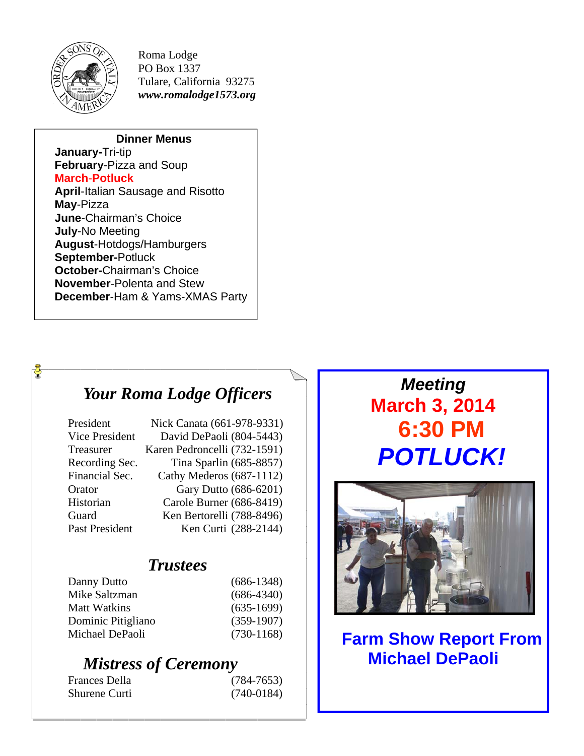Roma Lodge
PO Box 1337
Tulare, California 93275
***www.romalodge1573.org***

**Dinner Menus**

- **January**-Tri-tip
- **February**-Pizza and Soup
- **March-Potluck**
- **April**-Italian Sausage and Risotto
- **May**-Pizza
- **June**-Chairman's Choice
- **July**-No Meeting
- **August**-Hotdogs/Hamburgers
- **September**-Potluck
- **October**-Chairman's Choice
- **November**-Polenta and Stew
- **December**-Ham & Yams-XMAS Party

## *Your Roma Lodge Officers*

| | |
|---|---|
| President | Nick Canata (661-978-9331) |
| Vice President | David DePaoli (804-5443) |
| Treasurer | Karen Pedroncelli (732-1591) |
| Recording Sec. | Tina Sparlin (685-8857) |
| Financial Sec. | Cathy Mederos (687-1112) |
| Orator | Gary Dutto (686-6201) |
| Historian | Carole Burner (686-8419) |
| Guard | Ken Bertorelli (788-8496) |
| Past President | Ken Curti (288-2144) |

### *Trustees*

| | |
|---|---|
| Danny Dutto | (686-1348) |
| Mike Saltzman | (686-4340) |
| Matt Watkins | (635-1699) |
| Dominic Pitigliano | (359-1907) |
| Michael DePaoli | (730-1168) |

### *Mistress of Ceremony*

| | |
|---|---|
| Frances Della | (784-7653) |
| Shurene Curti | (740-0184) |

## *Meeting*
## March 3, 2014
## 6:30 PM
## *POTLUCK!*

**Farm Show Report From Michael DePaoli**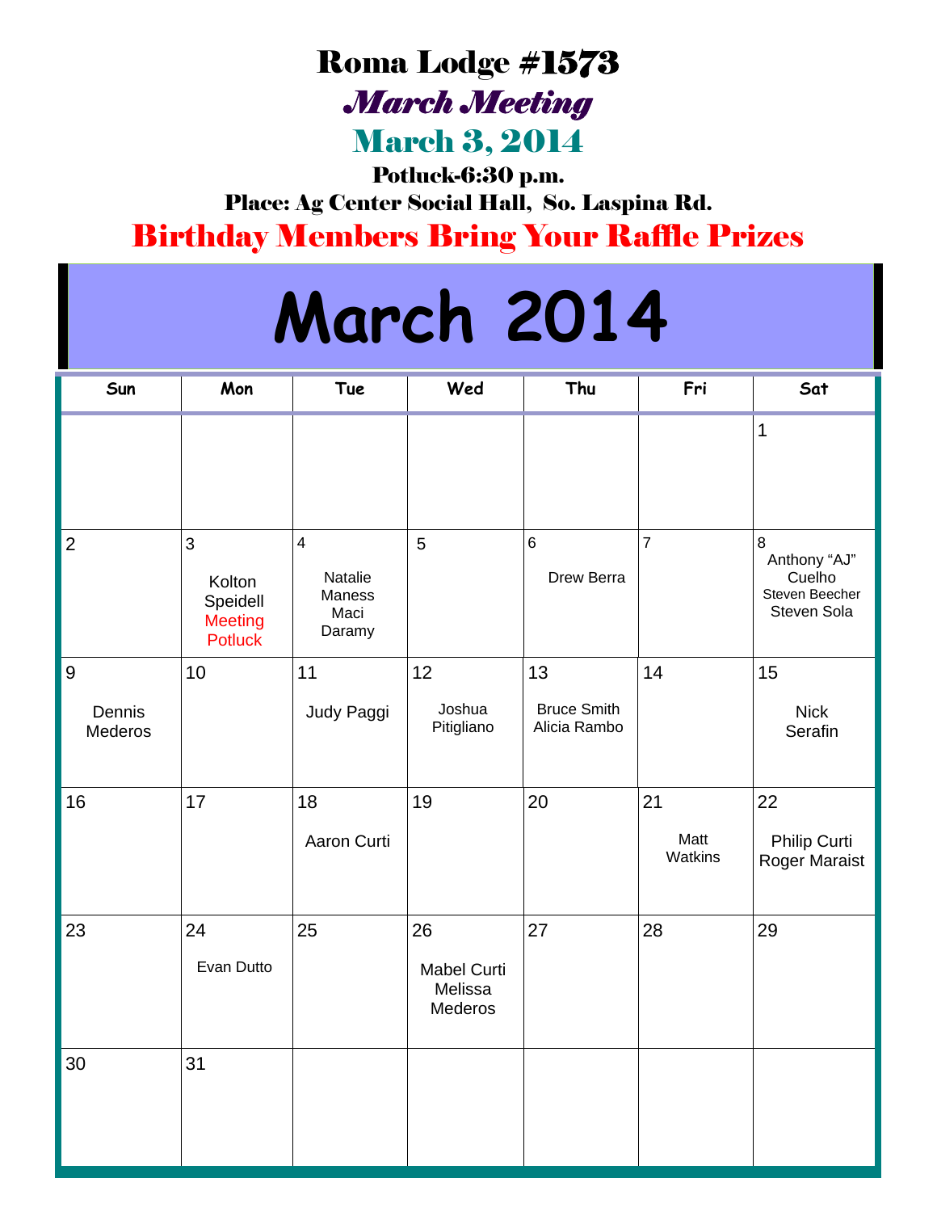# Roma Lodge #1573

## *March Meeting*

## March 3, 2014

**Potluck-6:30 p.m.**

**Place: Ag Center Social Hall, So. Laspina Rd.**

## Birthday Members Bring Your Raffle Prizes

# March 2014

| Sun | Mon | Tue | Wed | Thu | Fri | Sat |
|---|---|---|---|---|---|---|
| | | | | | | 1 |
| 2 | 3 Kolton Speidell Meeting Potluck | 4 Natalie Maness Maci Daramy | 5 | 6 Drew Berra | 7 | 8 Anthony "AJ" Cuelho Steven Beecher Steven Sola |
| 9 Dennis Mederos | 10 | 11 Judy Paggi | 12 Joshua Pitigliano | 13 Bruce Smith Alicia Rambo | 14 | 15 Nick Serafin |
| 16 | 17 | 18 Aaron Curti | 19 | 20 | 21 Matt Watkins | 22 Philip Curti Roger Maraist |
| 23 | 24 Evan Dutto | 25 | 26 Mabel Curti Melissa Mederos | 27 | 28 | 29 |
| 30 | 31 | | | | | |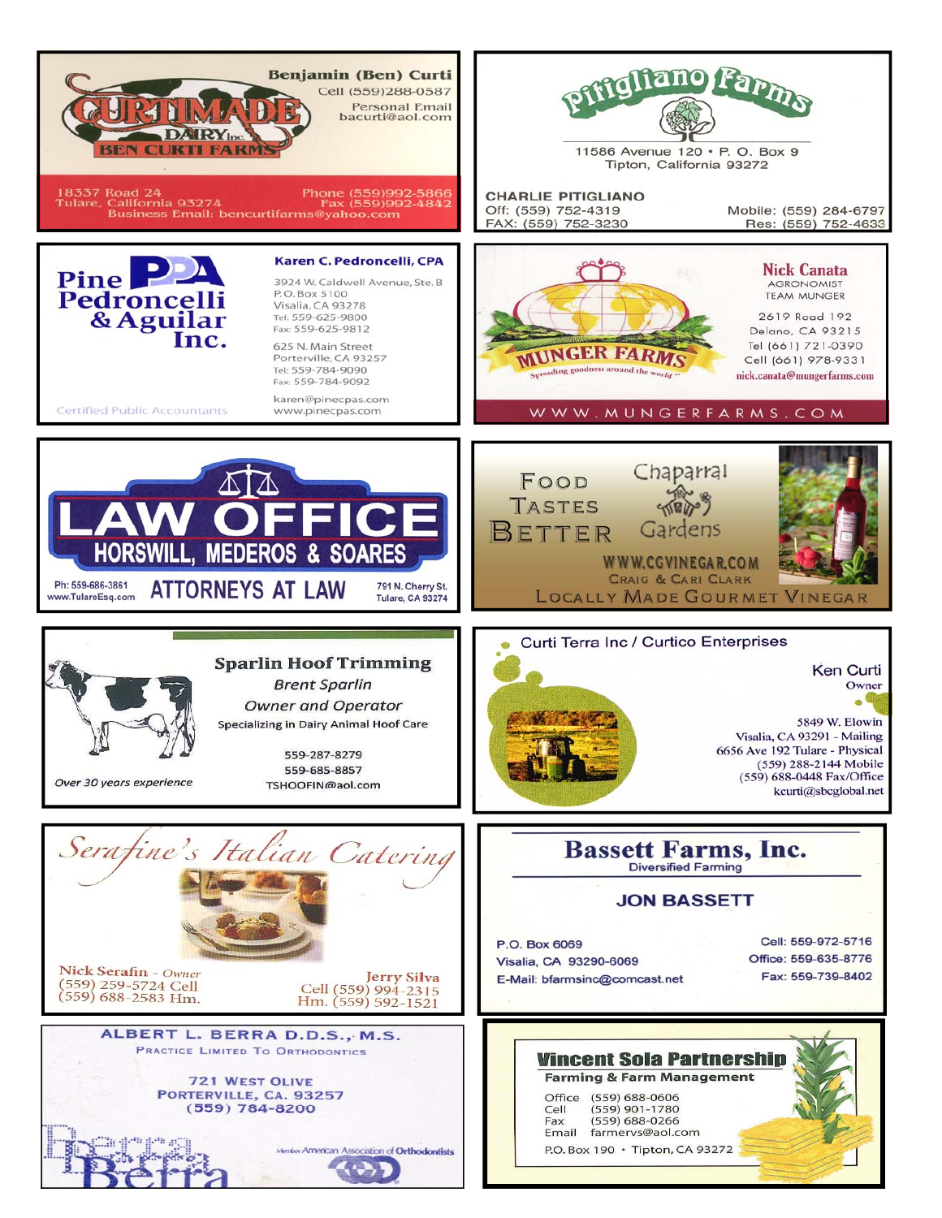**CURTIMADE DAIRY Inc.**
BEN CURTI FARMS

**Benjamin (Ben) Curti**
Cell (559)288-0587
Personal Email
bacurti@aol.com

18337 Road 24
Tulare, California 93274
Phone (559)992-5866
Fax (559)992-4842
Business Email: bencurtifarms@yahoo.com

---

**Pitigliano Farms**

11586 Avenue 120 • P. O. Box 9
Tipton, California 93272

CHARLIE PITIGLIANO
Off: (559) 752-4319
FAX: (559) 752-3230
Mobile: (559) 284-6797
Res: (559) 752-4633

---

**Pine Pedroncelli & Aguilar Inc.**
PPA

Certified Public Accountants

**Karen C. Pedroncelli, CPA**

3924 W. Caldwell Avenue, Ste. B
P.O. Box 5100
Visalia, CA 93278
Tel: 559-625-9800
Fax: 559-625-9812

625 N. Main Street
Porterville, CA 93257
Tel: 559-784-9090
Fax: 559-784-9092

karen@pinecpas.com
www.pinecpas.com

---

**MUNGER FARMS**
Spreading goodness around the world™

**Nick Canata**
AGRONOMIST
TEAM MUNGER

2619 Road 192
Delano, CA 93215
Tel (661) 721-0390
Cell (661) 978-9331
nick.canata@mungerfarms.com

WWW.MUNGERFARMS.COM

---

**LAW OFFICE**
**HORSWILL, MEDEROS & SOARES**
ATTORNEYS AT LAW

Ph: 559-686-3861
www.TulareEsq.com
791 N. Cherry St.
Tulare, CA 93274

---

FOOD TASTES BETTER

**Chaparral Gardens**

WWW.CGVINEGAR.COM
CRAIG & CARI CLARK
LOCALLY MADE GOURMET VINEGAR

---

**Sparlin Hoof Trimming**
*Brent Sparlin*
*Owner and Operator*
Specializing in Dairy Animal Hoof Care

559-287-8279
559-685-8857
TSHOOFIN@aol.com

*Over 30 years experience*

---

Curti Terra Inc / Curtico Enterprises

**Ken Curti**
Owner

5849 W. Elowin
Visalia, CA 93291 - Mailing
6656 Ave 192 Tulare - Physical
(559) 288-2144 Mobile
(559) 688-0448 Fax/Office
kcurti@sbcglobal.net

---

*Serafine's Italian Catering*

Nick Serafin - *Owner*
(559) 259-5724 Cell
(559) 688-2583 Hm.

Jerry Silva
Cell (559) 994-2315
Hm. (559) 592-1521

---

**Bassett Farms, Inc.**
Diversified Farming

**JON BASSETT**

P.O. Box 6069
Visalia, CA 93290-6069
E-Mail: bfarmsinc@comcast.net

Cell: 559-972-5716
Office: 559-635-8776
Fax: 559-739-8402

---

**ALBERT L. BERRA D.D.S., M.S.**
PRACTICE LIMITED TO ORTHODONTICS

721 WEST OLIVE
PORTERVILLE, CA. 93257
(559) 784-8200

Berra
Member American Association of Orthodontists

---

**Vincent Sola Partnership**
**Farming & Farm Management**

Office (559) 688-0606
Cell (559) 901-1780
Fax (559) 688-0266
Email farmervs@aol.com

P.O. Box 190 • Tipton, CA 93272